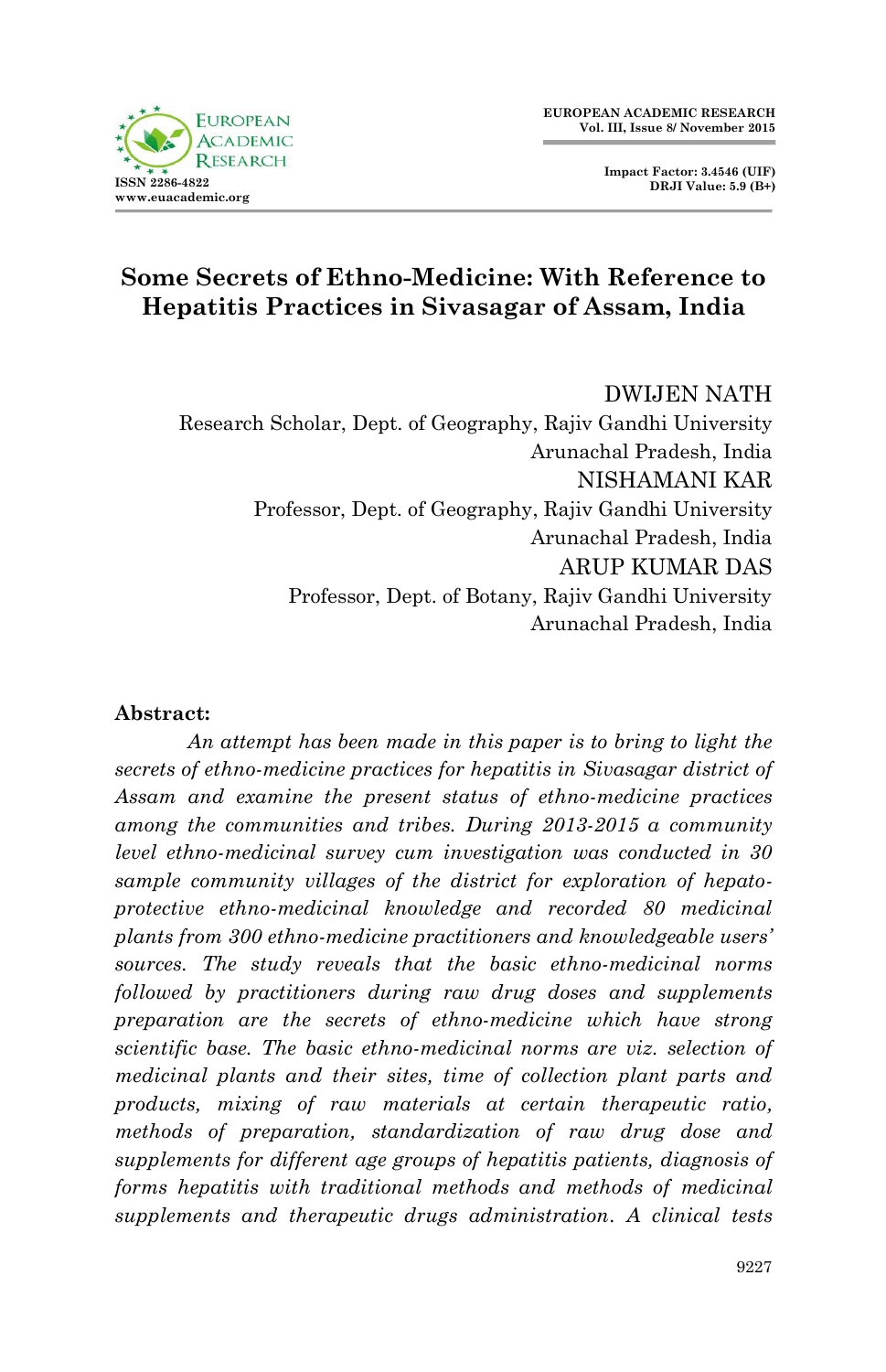# Some Secrets of Ethno-Medicine: With Reference to Hepatitis Practices in Sivasagar of Assam, India

DWIJEN NATH
Research Scholar, Dept. of Geography, Rajiv Gandhi University
Arunachal Pradesh, India

NISHAMANI KAR
Professor, Dept. of Geography, Rajiv Gandhi University
Arunachal Pradesh, India

ARUP KUMAR DAS
Professor, Dept. of Botany, Rajiv Gandhi University
Arunachal Pradesh, India

**Abstract:**

*An attempt has been made in this paper is to bring to light the secrets of ethno-medicine practices for hepatitis in Sivasagar district of Assam and examine the present status of ethno-medicine practices among the communities and tribes. During 2013-2015 a community level ethno-medicinal survey cum investigation was conducted in 30 sample community villages of the district for exploration of hepato-protective ethno-medicinal knowledge and recorded 80 medicinal plants from 300 ethno-medicine practitioners and knowledgeable users' sources. The study reveals that the basic ethno-medicinal norms followed by practitioners during raw drug doses and supplements preparation are the secrets of ethno-medicine which have strong scientific base. The basic ethno-medicinal norms are viz. selection of medicinal plants and their sites, time of collection plant parts and products, mixing of raw materials at certain therapeutic ratio, methods of preparation, standardization of raw drug dose and supplements for different age groups of hepatitis patients, diagnosis of forms hepatitis with traditional methods and methods of medicinal supplements and therapeutic drugs administration. A clinical tests*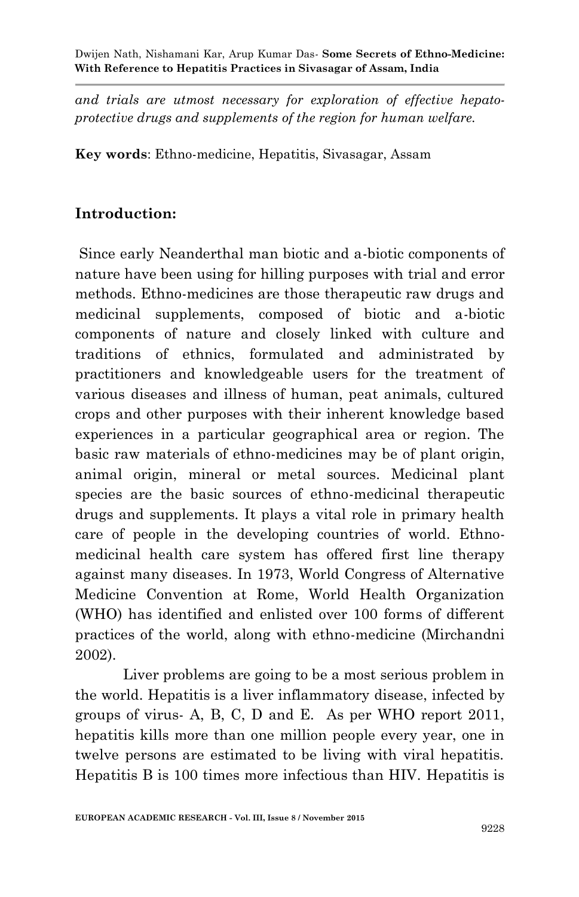*and trials are utmost necessary for exploration of effective hepato-protective drugs and supplements of the region for human welfare.*

**Key words**: Ethno-medicine, Hepatitis, Sivasagar, Assam

## Introduction:

Since early Neanderthal man biotic and a-biotic components of nature have been using for hilling purposes with trial and error methods. Ethno-medicines are those therapeutic raw drugs and medicinal supplements, composed of biotic and a-biotic components of nature and closely linked with culture and traditions of ethnics, formulated and administrated by practitioners and knowledgeable users for the treatment of various diseases and illness of human, peat animals, cultured crops and other purposes with their inherent knowledge based experiences in a particular geographical area or region. The basic raw materials of ethno-medicines may be of plant origin, animal origin, mineral or metal sources. Medicinal plant species are the basic sources of ethno-medicinal therapeutic drugs and supplements. It plays a vital role in primary health care of people in the developing countries of world. Ethno-medicinal health care system has offered first line therapy against many diseases. In 1973, World Congress of Alternative Medicine Convention at Rome, World Health Organization (WHO) has identified and enlisted over 100 forms of different practices of the world, along with ethno-medicine (Mirchandni 2002).

Liver problems are going to be a most serious problem in the world. Hepatitis is a liver inflammatory disease, infected by groups of virus- A, B, C, D and E. As per WHO report 2011, hepatitis kills more than one million people every year, one in twelve persons are estimated to be living with viral hepatitis. Hepatitis B is 100 times more infectious than HIV. Hepatitis is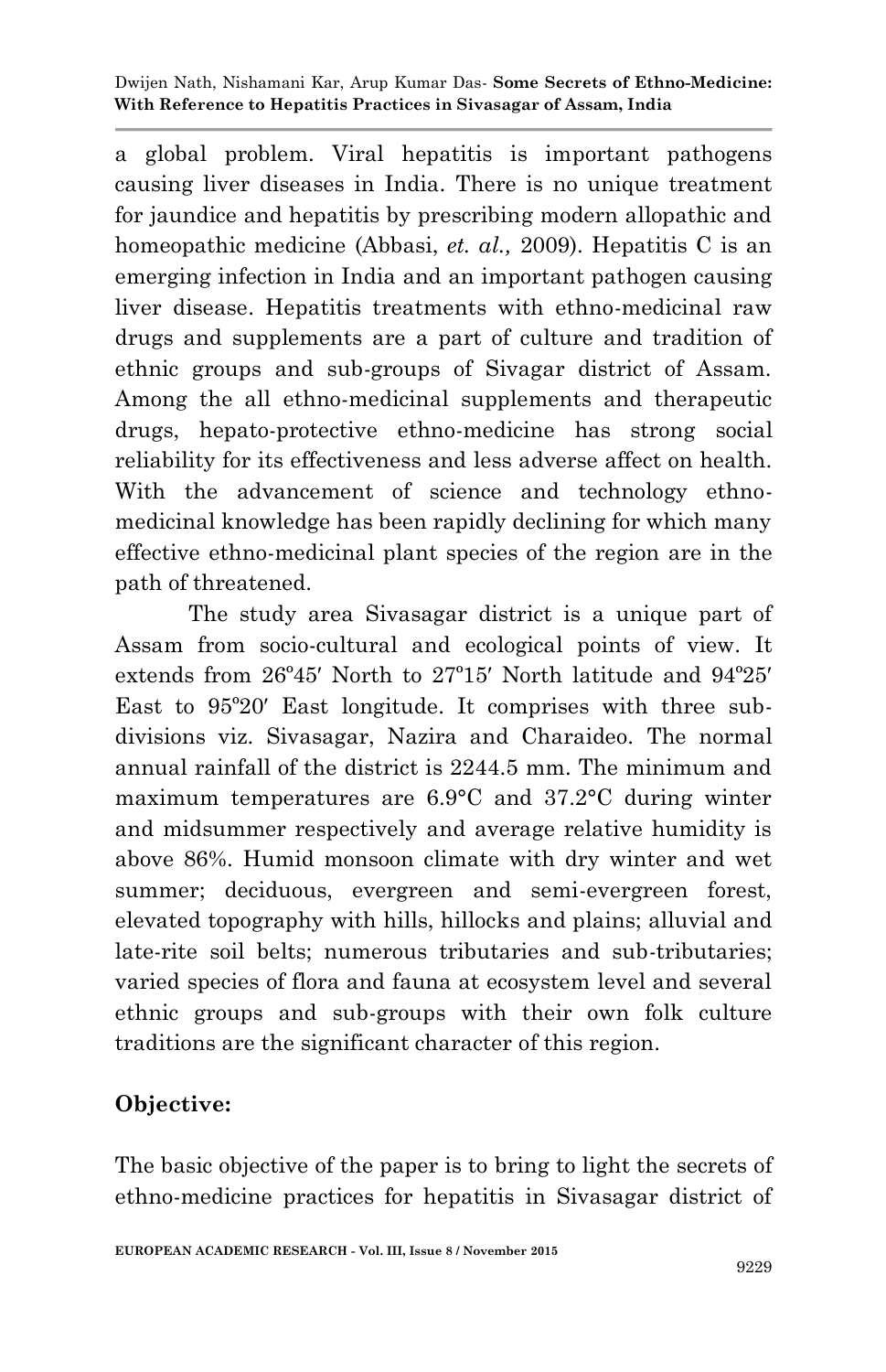a global problem. Viral hepatitis is important pathogens causing liver diseases in India. There is no unique treatment for jaundice and hepatitis by prescribing modern allopathic and homeopathic medicine (Abbasi, *et. al.,* 2009). Hepatitis C is an emerging infection in India and an important pathogen causing liver disease. Hepatitis treatments with ethno-medicinal raw drugs and supplements are a part of culture and tradition of ethnic groups and sub-groups of Sivagar district of Assam. Among the all ethno-medicinal supplements and therapeutic drugs, hepato-protective ethno-medicine has strong social reliability for its effectiveness and less adverse affect on health. With the advancement of science and technology ethno-medicinal knowledge has been rapidly declining for which many effective ethno-medicinal plant species of the region are in the path of threatened.

The study area Sivasagar district is a unique part of Assam from socio-cultural and ecological points of view. It extends from 26º45′ North to 27º15′ North latitude and 94º25′ East to 95º20′ East longitude. It comprises with three sub-divisions viz. Sivasagar, Nazira and Charaideo. The normal annual rainfall of the district is 2244.5 mm. The minimum and maximum temperatures are 6.9°C and 37.2°C during winter and midsummer respectively and average relative humidity is above 86%. Humid monsoon climate with dry winter and wet summer; deciduous, evergreen and semi-evergreen forest, elevated topography with hills, hillocks and plains; alluvial and late-rite soil belts; numerous tributaries and sub-tributaries; varied species of flora and fauna at ecosystem level and several ethnic groups and sub-groups with their own folk culture traditions are the significant character of this region.

## Objective:

The basic objective of the paper is to bring to light the secrets of ethno-medicine practices for hepatitis in Sivasagar district of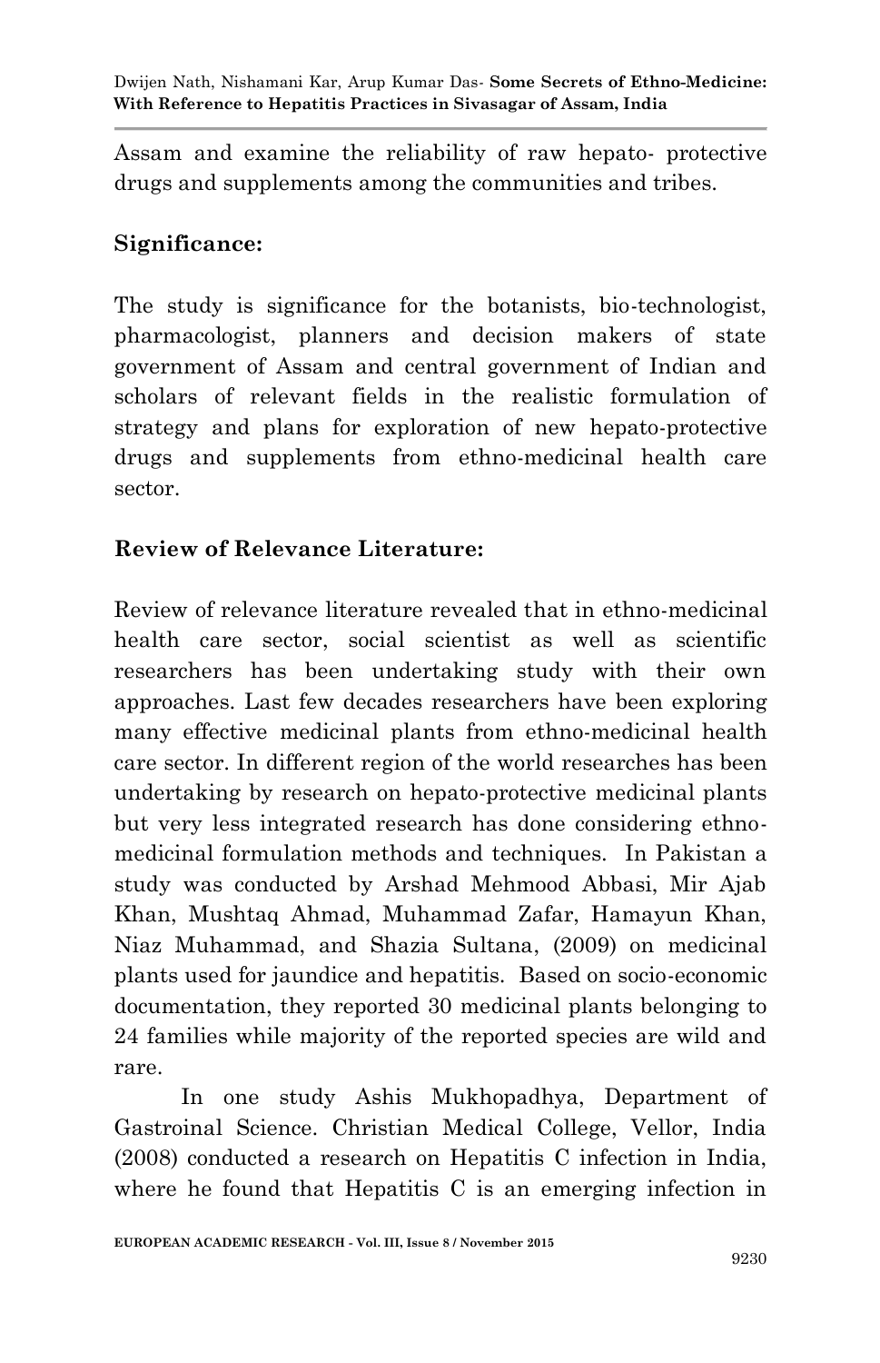Assam and examine the reliability of raw hepato- protective drugs and supplements among the communities and tribes.

**Significance:**

The study is significance for the botanists, bio-technologist, pharmacologist, planners and decision makers of state government of Assam and central government of Indian and scholars of relevant fields in the realistic formulation of strategy and plans for exploration of new hepato-protective drugs and supplements from ethno-medicinal health care sector.

**Review of Relevance Literature:**

Review of relevance literature revealed that in ethno-medicinal health care sector, social scientist as well as scientific researchers has been undertaking study with their own approaches. Last few decades researchers have been exploring many effective medicinal plants from ethno-medicinal health care sector. In different region of the world researches has been undertaking by research on hepato-protective medicinal plants but very less integrated research has done considering ethno-medicinal formulation methods and techniques. In Pakistan a study was conducted by Arshad Mehmood Abbasi, Mir Ajab Khan, Mushtaq Ahmad, Muhammad Zafar, Hamayun Khan, Niaz Muhammad, and Shazia Sultana, (2009) on medicinal plants used for jaundice and hepatitis. Based on socio-economic documentation, they reported 30 medicinal plants belonging to 24 families while majority of the reported species are wild and rare.

In one study Ashis Mukhopadhya, Department of Gastroinal Science. Christian Medical College, Vellor, India (2008) conducted a research on Hepatitis C infection in India, where he found that Hepatitis C is an emerging infection in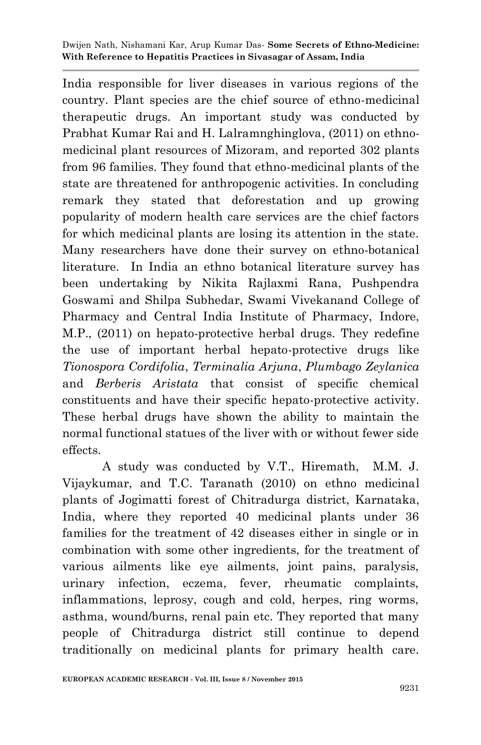India responsible for liver diseases in various regions of the country. Plant species are the chief source of ethno-medicinal therapeutic drugs. An important study was conducted by Prabhat Kumar Rai and H. Lalramnghinglova, (2011) on ethno-medicinal plant resources of Mizoram, and reported 302 plants from 96 families. They found that ethno-medicinal plants of the state are threatened for anthropogenic activities. In concluding remark they stated that deforestation and up growing popularity of modern health care services are the chief factors for which medicinal plants are losing its attention in the state. Many researchers have done their survey on ethno-botanical literature. In India an ethno botanical literature survey has been undertaking by Nikita Rajlaxmi Rana, Pushpendra Goswami and Shilpa Subhedar, Swami Vivekanand College of Pharmacy and Central India Institute of Pharmacy, Indore, M.P., (2011) on hepato-protective herbal drugs. They redefine the use of important herbal hepato-protective drugs like *Tionospora Cordifolia*, *Terminalia Arjuna*, *Plumbago Zeylanica* and *Berberis Aristata* that consist of specific chemical constituents and have their specific hepato-protective activity. These herbal drugs have shown the ability to maintain the normal functional statues of the liver with or without fewer side effects.

A study was conducted by V.T., Hiremath, M.M. J. Vijaykumar, and T.C. Taranath (2010) on ethno medicinal plants of Jogimatti forest of Chitradurga district, Karnataka, India, where they reported 40 medicinal plants under 36 families for the treatment of 42 diseases either in single or in combination with some other ingredients, for the treatment of various ailments like eye ailments, joint pains, paralysis, urinary infection, eczema, fever, rheumatic complaints, inflammations, leprosy, cough and cold, herpes, ring worms, asthma, wound/burns, renal pain etc. They reported that many people of Chitradurga district still continue to depend traditionally on medicinal plants for primary health care.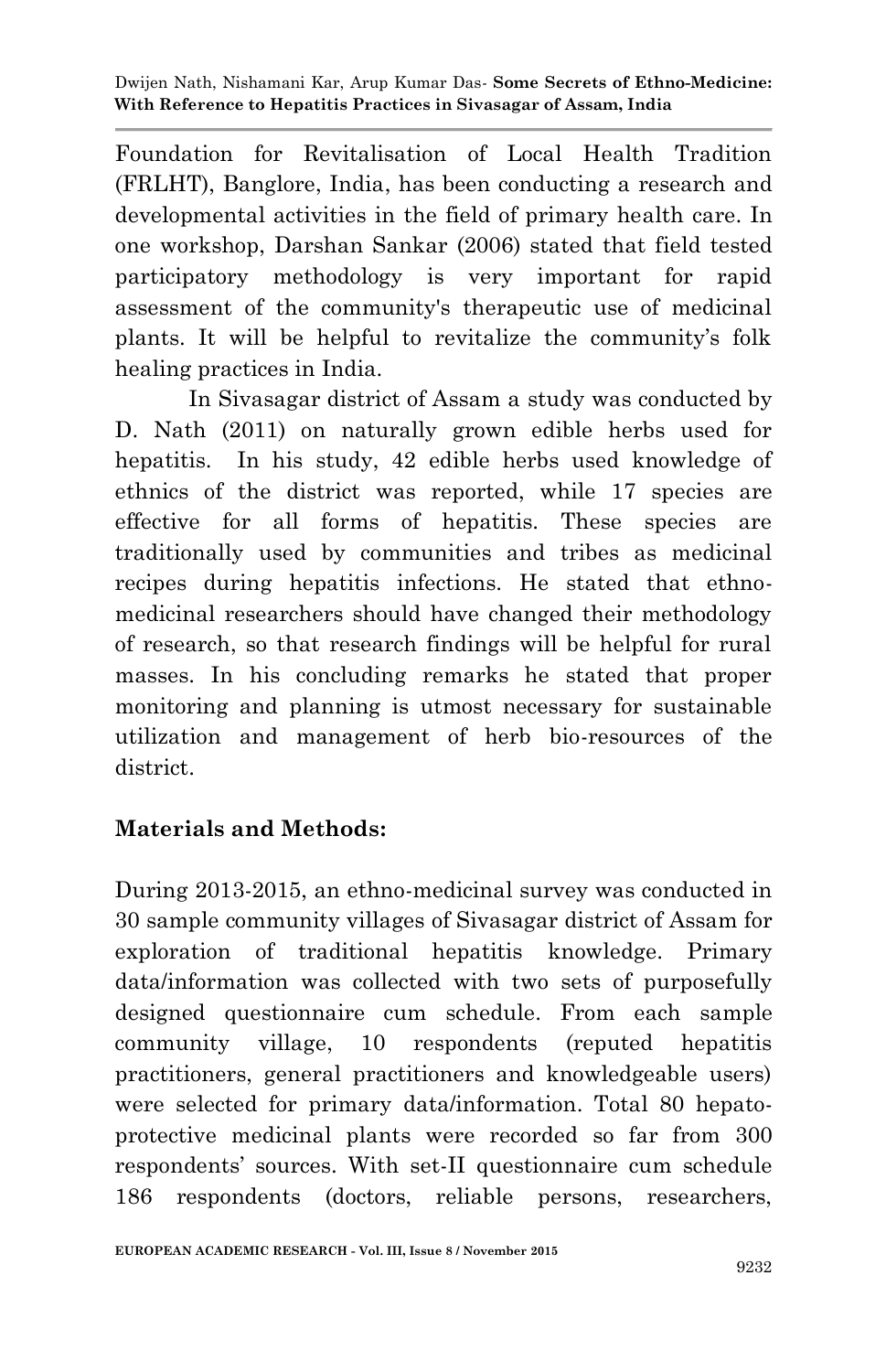Foundation for Revitalisation of Local Health Tradition (FRLHT), Banglore, India, has been conducting a research and developmental activities in the field of primary health care. In one workshop, Darshan Sankar (2006) stated that field tested participatory methodology is very important for rapid assessment of the community's therapeutic use of medicinal plants. It will be helpful to revitalize the community's folk healing practices in India.

In Sivasagar district of Assam a study was conducted by D. Nath (2011) on naturally grown edible herbs used for hepatitis. In his study, 42 edible herbs used knowledge of ethnics of the district was reported, while 17 species are effective for all forms of hepatitis. These species are traditionally used by communities and tribes as medicinal recipes during hepatitis infections. He stated that ethno-medicinal researchers should have changed their methodology of research, so that research findings will be helpful for rural masses. In his concluding remarks he stated that proper monitoring and planning is utmost necessary for sustainable utilization and management of herb bio-resources of the district.

## Materials and Methods:

During 2013-2015, an ethno-medicinal survey was conducted in 30 sample community villages of Sivasagar district of Assam for exploration of traditional hepatitis knowledge. Primary data/information was collected with two sets of purposefully designed questionnaire cum schedule. From each sample community village, 10 respondents (reputed hepatitis practitioners, general practitioners and knowledgeable users) were selected for primary data/information. Total 80 hepato-protective medicinal plants were recorded so far from 300 respondents' sources. With set-II questionnaire cum schedule 186 respondents (doctors, reliable persons, researchers,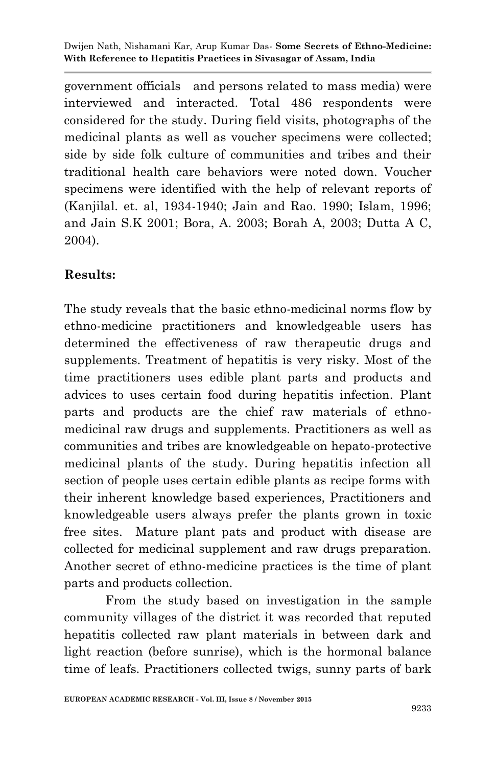government officials and persons related to mass media) were interviewed and interacted. Total 486 respondents were considered for the study. During field visits, photographs of the medicinal plants as well as voucher specimens were collected; side by side folk culture of communities and tribes and their traditional health care behaviors were noted down. Voucher specimens were identified with the help of relevant reports of (Kanjilal. et. al, 1934-1940; Jain and Rao. 1990; Islam, 1996; and Jain S.K 2001; Bora, A. 2003; Borah A, 2003; Dutta A C, 2004).

## Results:

The study reveals that the basic ethno-medicinal norms flow by ethno-medicine practitioners and knowledgeable users has determined the effectiveness of raw therapeutic drugs and supplements. Treatment of hepatitis is very risky. Most of the time practitioners uses edible plant parts and products and advices to uses certain food during hepatitis infection. Plant parts and products are the chief raw materials of ethno-medicinal raw drugs and supplements. Practitioners as well as communities and tribes are knowledgeable on hepato-protective medicinal plants of the study. During hepatitis infection all section of people uses certain edible plants as recipe forms with their inherent knowledge based experiences, Practitioners and knowledgeable users always prefer the plants grown in toxic free sites. Mature plant pats and product with disease are collected for medicinal supplement and raw drugs preparation. Another secret of ethno-medicine practices is the time of plant parts and products collection.

From the study based on investigation in the sample community villages of the district it was recorded that reputed hepatitis collected raw plant materials in between dark and light reaction (before sunrise), which is the hormonal balance time of leafs. Practitioners collected twigs, sunny parts of bark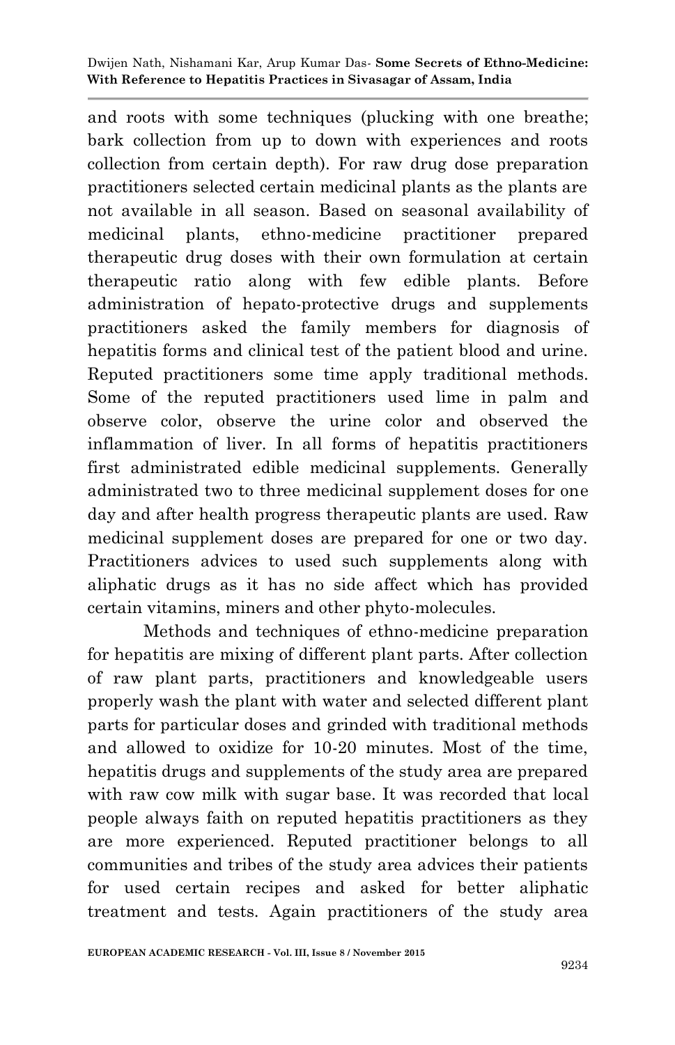and roots with some techniques (plucking with one breathe; bark collection from up to down with experiences and roots collection from certain depth). For raw drug dose preparation practitioners selected certain medicinal plants as the plants are not available in all season. Based on seasonal availability of medicinal plants, ethno-medicine practitioner prepared therapeutic drug doses with their own formulation at certain therapeutic ratio along with few edible plants. Before administration of hepato-protective drugs and supplements practitioners asked the family members for diagnosis of hepatitis forms and clinical test of the patient blood and urine. Reputed practitioners some time apply traditional methods. Some of the reputed practitioners used lime in palm and observe color, observe the urine color and observed the inflammation of liver. In all forms of hepatitis practitioners first administrated edible medicinal supplements. Generally administrated two to three medicinal supplement doses for one day and after health progress therapeutic plants are used. Raw medicinal supplement doses are prepared for one or two day. Practitioners advices to used such supplements along with aliphatic drugs as it has no side affect which has provided certain vitamins, miners and other phyto-molecules.

Methods and techniques of ethno-medicine preparation for hepatitis are mixing of different plant parts. After collection of raw plant parts, practitioners and knowledgeable users properly wash the plant with water and selected different plant parts for particular doses and grinded with traditional methods and allowed to oxidize for 10-20 minutes. Most of the time, hepatitis drugs and supplements of the study area are prepared with raw cow milk with sugar base. It was recorded that local people always faith on reputed hepatitis practitioners as they are more experienced. Reputed practitioner belongs to all communities and tribes of the study area advices their patients for used certain recipes and asked for better aliphatic treatment and tests. Again practitioners of the study area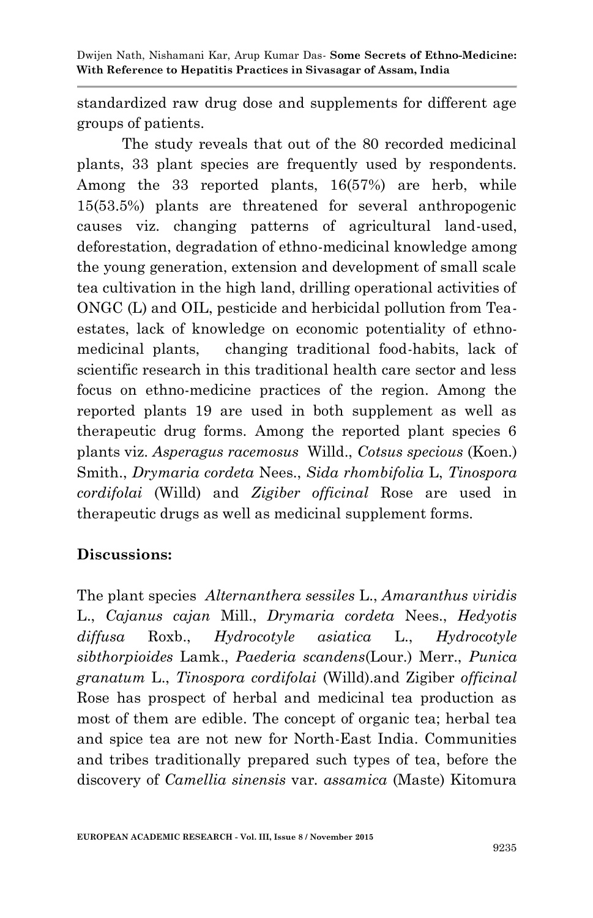standardized raw drug dose and supplements for different age groups of patients.

The study reveals that out of the 80 recorded medicinal plants, 33 plant species are frequently used by respondents. Among the 33 reported plants, 16(57%) are herb, while 15(53.5%) plants are threatened for several anthropogenic causes viz. changing patterns of agricultural land-used, deforestation, degradation of ethno-medicinal knowledge among the young generation, extension and development of small scale tea cultivation in the high land, drilling operational activities of ONGC (L) and OIL, pesticide and herbicidal pollution from Tea-estates, lack of knowledge on economic potentiality of ethno-medicinal plants, changing traditional food-habits, lack of scientific research in this traditional health care sector and less focus on ethno-medicine practices of the region. Among the reported plants 19 are used in both supplement as well as therapeutic drug forms. Among the reported plant species 6 plants viz. *Asperagus racemosus* Willd., *Cotsus specious* (Koen.) Smith., *Drymaria cordeta* Nees., *Sida rhombifolia* L, *Tinospora cordifolai* (Willd) and *Zigiber officinal* Rose are used in therapeutic drugs as well as medicinal supplement forms.

## Discussions:

The plant species *Alternanthera sessiles* L., *Amaranthus viridis* L., *Cajanus cajan* Mill., *Drymaria cordeta* Nees., *Hedyotis diffusa* Roxb., *Hydrocotyle asiatica* L., *Hydrocotyle sibthorpioides* Lamk., *Paederia scandens*(Lour.) Merr., *Punica granatum* L., *Tinospora cordifolai* (Willd).and Zigiber *officinal* Rose has prospect of herbal and medicinal tea production as most of them are edible. The concept of organic tea; herbal tea and spice tea are not new for North-East India. Communities and tribes traditionally prepared such types of tea, before the discovery of *Camellia sinensis* var. *assamica* (Maste) Kitomura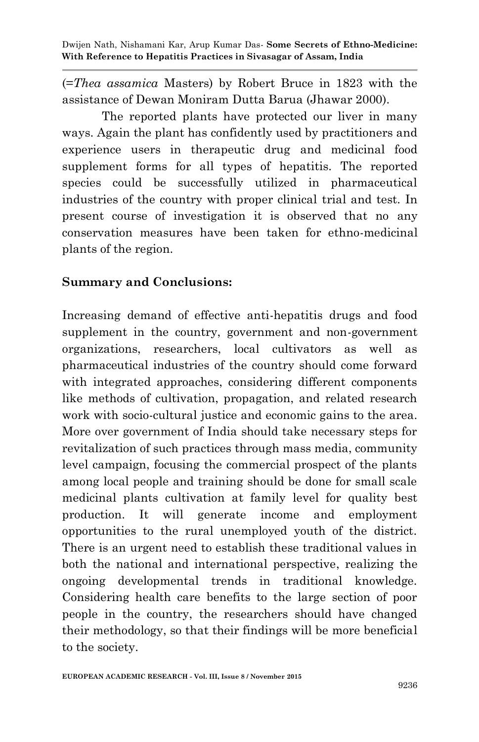(=*Thea assamica* Masters) by Robert Bruce in 1823 with the assistance of Dewan Moniram Dutta Barua (Jhawar 2000).

The reported plants have protected our liver in many ways. Again the plant has confidently used by practitioners and experience users in therapeutic drug and medicinal food supplement forms for all types of hepatitis. The reported species could be successfully utilized in pharmaceutical industries of the country with proper clinical trial and test. In present course of investigation it is observed that no any conservation measures have been taken for ethno-medicinal plants of the region.

## Summary and Conclusions:

Increasing demand of effective anti-hepatitis drugs and food supplement in the country, government and non-government organizations, researchers, local cultivators as well as pharmaceutical industries of the country should come forward with integrated approaches, considering different components like methods of cultivation, propagation, and related research work with socio-cultural justice and economic gains to the area. More over government of India should take necessary steps for revitalization of such practices through mass media, community level campaign, focusing the commercial prospect of the plants among local people and training should be done for small scale medicinal plants cultivation at family level for quality best production. It will generate income and employment opportunities to the rural unemployed youth of the district. There is an urgent need to establish these traditional values in both the national and international perspective, realizing the ongoing developmental trends in traditional knowledge. Considering health care benefits to the large section of poor people in the country, the researchers should have changed their methodology, so that their findings will be more beneficial to the society.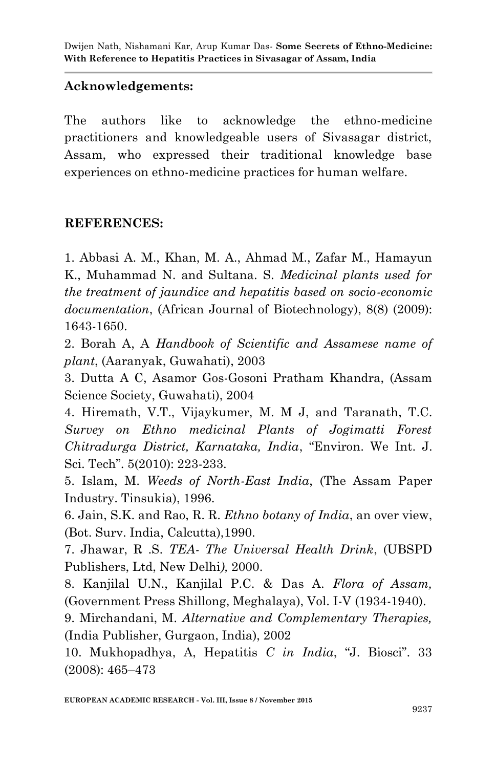## Acknowledgements:

The authors like to acknowledge the ethno-medicine practitioners and knowledgeable users of Sivasagar district, Assam, who expressed their traditional knowledge base experiences on ethno-medicine practices for human welfare.

## REFERENCES:

1. Abbasi A. M., Khan, M. A., Ahmad M., Zafar M., Hamayun K., Muhammad N. and Sultana. S. *Medicinal plants used for the treatment of jaundice and hepatitis based on socio-economic documentation*, (African Journal of Biotechnology), 8(8) (2009): 1643-1650.
2. Borah A, A *Handbook of Scientific and Assamese name of plant*, (Aaranyak, Guwahati), 2003
3. Dutta A C, Asamor Gos-Gosoni Pratham Khandra, (Assam Science Society, Guwahati), 2004
4. Hiremath, V.T., Vijaykumer, M. M J, and Taranath, T.C. *Survey on Ethno medicinal Plants of Jogimatti Forest Chitradurga District, Karnataka, India*, "Environ. We Int. J. Sci. Tech". 5(2010): 223-233.
5. Islam, M. *Weeds of North-East India*, (The Assam Paper Industry. Tinsukia), 1996.
6. Jain, S.K. and Rao, R. R. *Ethno botany of India*, an over view, (Bot. Surv. India, Calcutta),1990.
7. Jhawar, R .S. *TEA- The Universal Health Drink*, (UBSPD Publishers, Ltd, New Delhi*),* 2000.
8. Kanjilal U.N., Kanjilal P.C. & Das A. *Flora of Assam,* (Government Press Shillong, Meghalaya), Vol. I-V (1934-1940).
9. Mirchandani, M. *Alternative and Complementary Therapies,* (India Publisher, Gurgaon, India), 2002
10. Mukhopadhya, A, Hepatitis *C in India*, "J. Biosci". 33 (2008): 465–473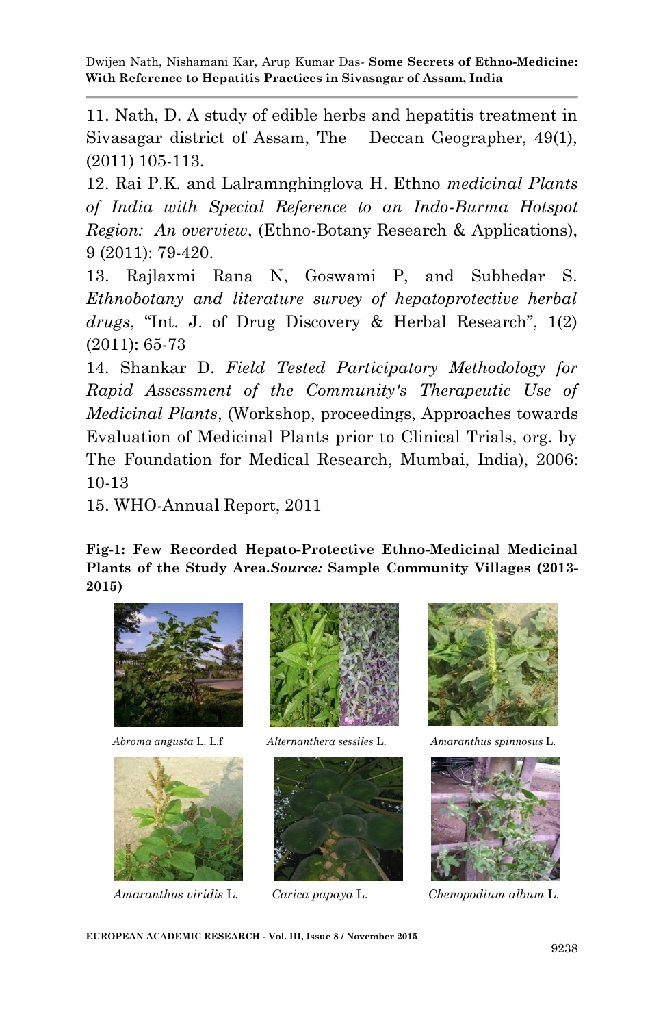11. Nath, D. A study of edible herbs and hepatitis treatment in Sivasagar district of Assam, The Deccan Geographer, 49(1), (2011) 105-113.

12. Rai P.K. and Lalramnghinglova H. Ethno *medicinal Plants of India with Special Reference to an Indo-Burma Hotspot Region: An overview*, (Ethno-Botany Research & Applications), 9 (2011): 79-420.

13. Rajlaxmi Rana N, Goswami P, and Subhedar S. *Ethnobotany and literature survey of hepatoprotective herbal drugs*, "Int. J. of Drug Discovery & Herbal Research", 1(2) (2011): 65-73

14. Shankar D. *Field Tested Participatory Methodology for Rapid Assessment of the Community's Therapeutic Use of Medicinal Plants*, (Workshop, proceedings, Approaches towards Evaluation of Medicinal Plants prior to Clinical Trials, org. by The Foundation for Medical Research, Mumbai, India), 2006: 10-13

15. WHO-Annual Report, 2011

**Fig-1: Few Recorded Hepato-Protective Ethno-Medicinal Medicinal Plants of the Study Area.*Source:* Sample Community Villages (2013-2015)**

*Abroma angusta* L. L.f

*Alternanthera sessiles* L.

*Amaranthus spinnosus* L.

*Amaranthus viridis* L.

*Carica papaya* L.

*Chenopodium album* L.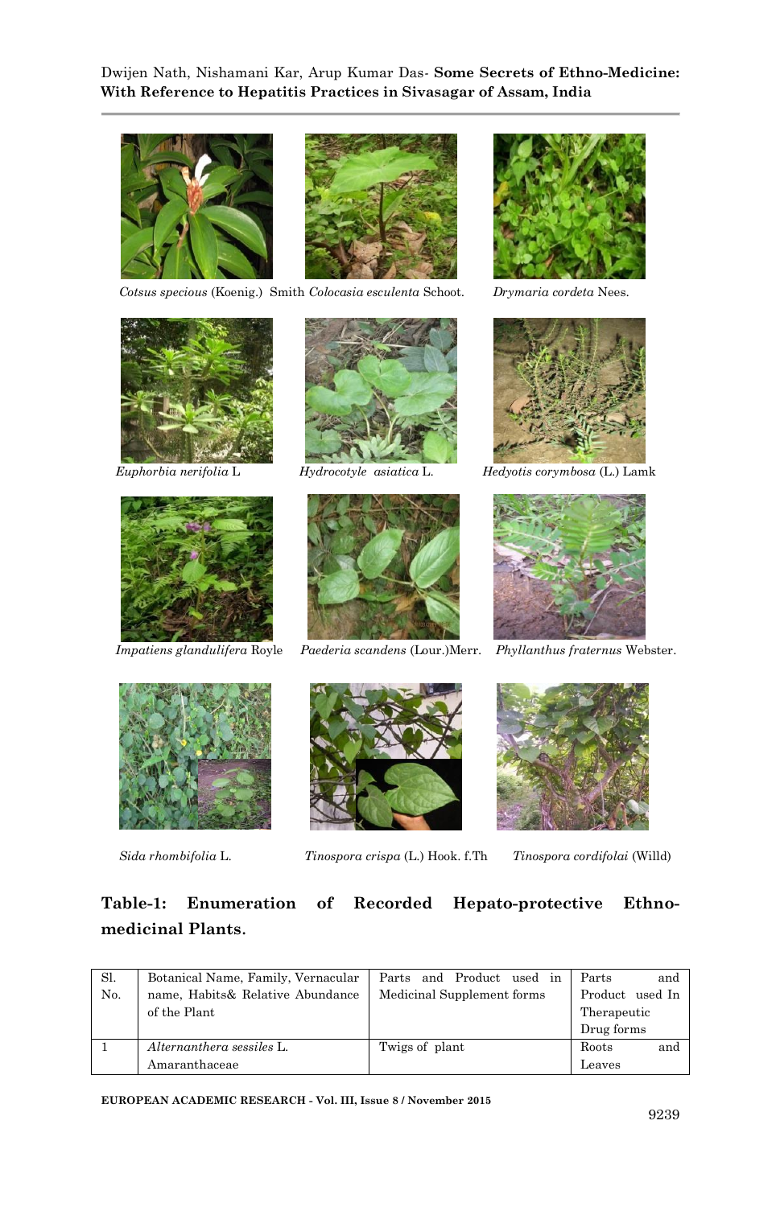*Cotsus specious* (Koenig.) Smith *Colocasia esculenta* Schoot. *Drymaria cordeta* Nees.

*Euphorbia nerifolia* L *Hydrocotyle asiatica* L. *Hedyotis corymbosa* (L.) Lamk

*Impatiens glandulifera* Royle *Paederia scandens* (Lour.)Merr. *Phyllanthus fraternus* Webster.

*Sida rhombifolia* L. *Tinospora crispa* (L.) Hook. f.Th *Tinospora cordifolai* (Willd)

**Table-1: Enumeration of Recorded Hepato-protective Ethno-medicinal Plants.**

| Sl. No. | Botanical Name, Family, Vernacular name, Habits& Relative Abundance of the Plant | Parts and Product used in Medicinal Supplement forms | Parts and Product used In Therapeutic Drug forms |
|---|---|---|---|
| 1 | *Alternanthera sessiles* L. Amaranthaceae | Twigs of plant | Roots and Leaves |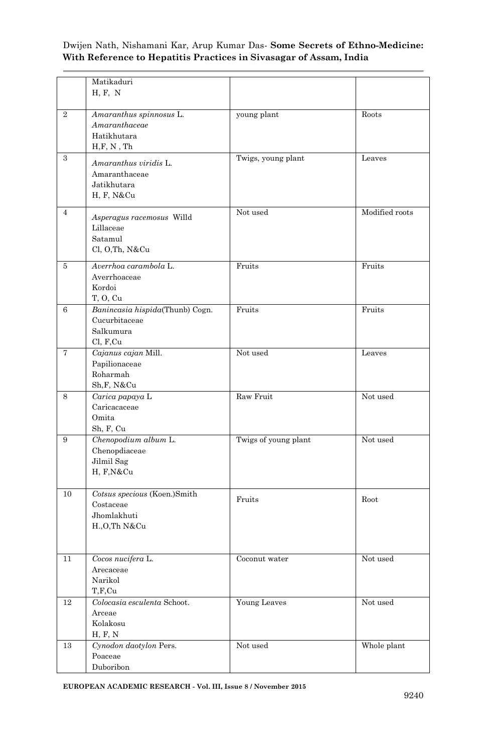| | | | |
|---|---|---|---|
| | Matikaduri<br>H, F, N | | |
| 2 | *Amaranthus spinnosus* L.<br>*Amaranthaceae*<br>Hatikhutara<br>H,F, N , Th | young plant | Roots |
| 3 | *Amaranthus viridis* L.<br>Amaranthaceae<br>Jatikhutara<br>H, F, N&Cu | Twigs, young plant | Leaves |
| 4 | *Asperagus racemosus* Willd<br>Lillaceae<br>Satamul<br>Cl, O,Th, N&Cu | Not used | Modified roots |
| 5 | *Averrhoa carambola* L.<br>Averrhoaceae<br>Kordoi<br>T, O, Cu | Fruits | Fruits |
| 6 | *Banincasia hispida*(Thunb) Cogn.<br>Cucurbitaceae<br>Salkumura<br>Cl, F,Cu | Fruits | Fruits |
| 7 | *Cajanus cajan* Mill.<br>Papilionaceae<br>Roharmah<br>Sh,F, N&Cu | Not used | Leaves |
| 8 | *Carica papaya* L<br>Caricacaceae<br>Omita<br>Sh, F, Cu | Raw Fruit | Not used |
| 9 | *Chenopodium album* L.<br>Chenopdiaceae<br>Jilmil Sag<br>H, F,N&Cu | Twigs of young plant | Not used |
| 10 | *Cotsus specious* (Koen.)Smith<br>Costaceae<br>Jhomlakhuti<br>H.,O,Th N&Cu | Fruits | Root |
| 11 | *Cocos nucifera* L.<br>Arecaceae<br>Narikol<br>T,F,Cu | Coconut water | Not used |
| 12 | *Colocasia esculenta* Schoot.<br>Arceae<br>Kolakosu<br>H, F, N | Young Leaves | Not used |
| 13 | *Cynodon daotylon* Pers.<br>Poaceae<br>Duboribon | Not used | Whole plant |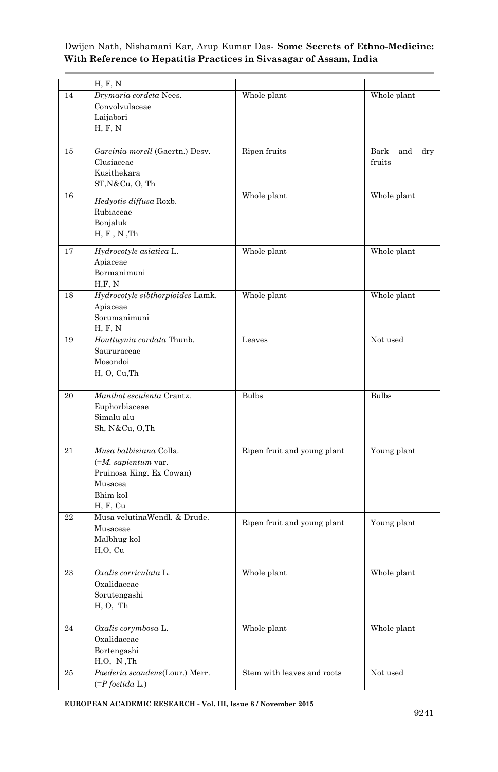| | | | |
|---|---|---|---|
| | H, F, N | | |
| 14 | *Drymaria cordeta* Nees.<br>Convolvulaceae<br>Laijabori<br>H, F, N | Whole plant | Whole plant |
| 15 | *Garcinia morell* (Gaertn.) Desv.<br>Clusiaceae<br>Kusithekara<br>ST,N&Cu, O, Th | Ripen fruits | Bark and dry fruits |
| 16 | *Hedyotis diffusa* Roxb.<br>Rubiaceae<br>Bonjaluk<br>H, F , N ,Th | Whole plant | Whole plant |
| 17 | *Hydrocotyle asiatica* L.<br>Apiaceae<br>Bormanimuni<br>H,F, N | Whole plant | Whole plant |
| 18 | *Hydrocotyle sibthorpioides* Lamk.<br>Apiaceae<br>Sorumanimuni<br>H, F, N | Whole plant | Whole plant |
| 19 | *Houttuynia cordata* Thunb.<br>Saururaceae<br>Mosondoi<br>H, O, Cu,Th | Leaves | Not used |
| 20 | *Manihot esculenta* Crantz.<br>Euphorbiaceae<br>Simalu alu<br>Sh, N&Cu, O,Th | Bulbs | Bulbs |
| 21 | *Musa balbisiana* Colla.<br>(=*M. sapientum* var.<br>Pruinosa King. Ex Cowan)<br>Musacea<br>Bhim kol<br>H, F, Cu | Ripen fruit and young plant | Young plant |
| 22 | Musa velutinaWendl. & Drude.<br>Musaceae<br>Malbhug kol<br>H,O, Cu | Ripen fruit and young plant | Young plant |
| 23 | *Oxalis corriculata* L.<br>Oxalidaceae<br>Sorutengashi<br>H, O, Th | Whole plant | Whole plant |
| 24 | *Oxalis corymbosa* L.<br>Oxalidaceae<br>Bortengashi<br>H,O, N ,Th | Whole plant | Whole plant |
| 25 | *Paederia scandens*(Lour.) Merr.<br>(=*P foetida* L.) | Stem with leaves and roots | Not used |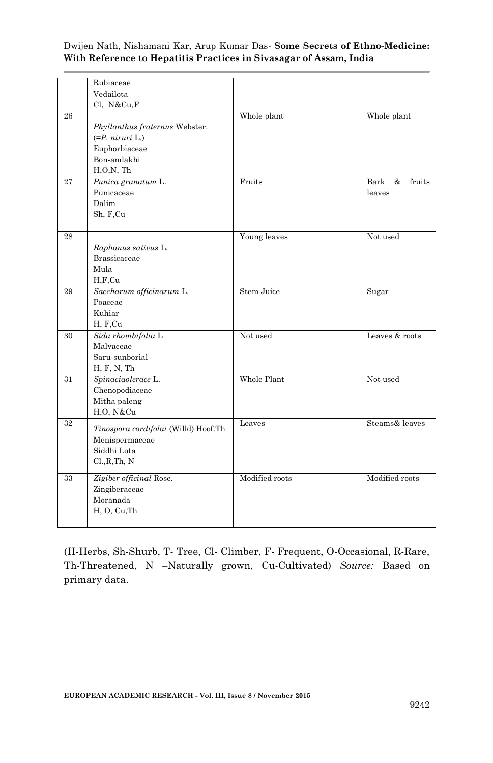| | | | |
|---|---|---|---|
| | Rubiaceae<br>Vedailota<br>Cl, N&Cu,F | | |
| 26 | *Phyllanthus fraternus* Webster.<br>(=*P. niruri* L.)<br>Euphorbiaceae<br>Bon-amlakhi<br>H,O,N, Th | Whole plant | Whole plant |
| 27 | *Punica granatum* L.<br>Punicaceae<br>Dalim<br>Sh, F,Cu | Fruits | Bark & fruits leaves |
| 28 | *Raphanus sativus* L.<br>Brassicaceae<br>Mula<br>H,F,Cu | Young leaves | Not used |
| 29 | *Saccharum officinarum* L.<br>Poaceae<br>Kuhiar<br>H, F,Cu | Stem Juice | Sugar |
| 30 | *Sida rhombifolia* L<br>Malvaceae<br>Saru-sunborial<br>H, F, N, Th | Not used | Leaves & roots |
| 31 | *Spinaciaolerace* L.<br>Chenopodiaceae<br>Mitha paleng<br>H,O, N&Cu | Whole Plant | Not used |
| 32 | *Tinospora cordifolai* (Willd) Hoof.Th<br>Menispermaceae<br>Siddhi Lota<br>Cl.,R,Th, N | Leaves | Steams& leaves |
| 33 | *Zigiber officinal* Rose.<br>Zingiberaceae<br>Moranada<br>H, O, Cu,Th | Modified roots | Modified roots |

(H-Herbs, Sh-Shurb, T- Tree, Cl- Climber, F- Frequent, O-Occasional, R-Rare, Th-Threatened, N –Naturally grown, Cu-Cultivated) *Source:* Based on primary data.